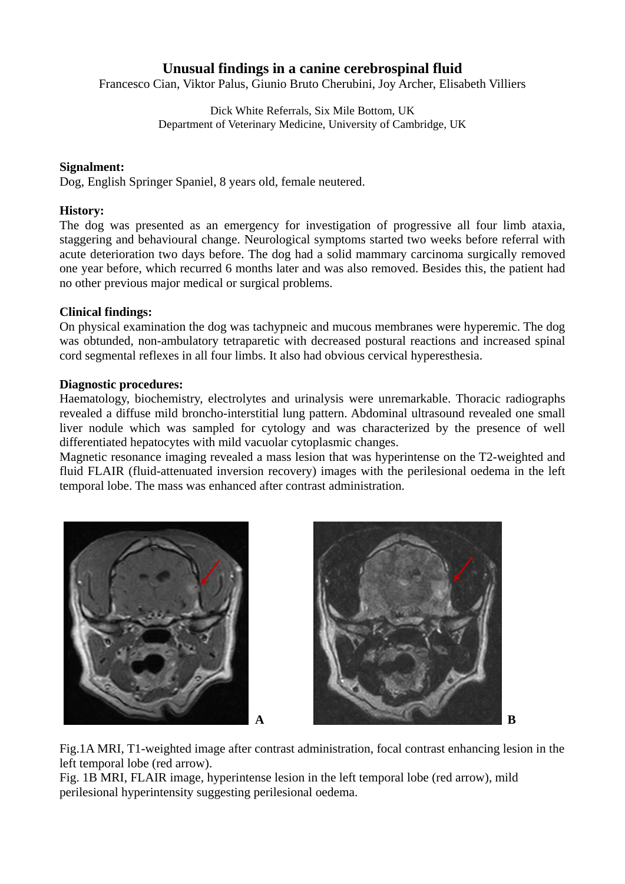# Unusual findings in a canine cerebrospinal fluid

Francesco Cian, Viktor Palus, Giunio Bruto Cherubini, Joy Archer, Elisabeth Villiers

Dick White Referrals, Six Mile Bottom, UK
Department of Veterinary Medicine, University of Cambridge, UK

**Signalment:**
Dog, English Springer Spaniel, 8 years old, female neutered.

**History:**
The dog was presented as an emergency for investigation of progressive all four limb ataxia, staggering and behavioural change. Neurological symptoms started two weeks before referral with acute deterioration two days before. The dog had a solid mammary carcinoma surgically removed one year before, which recurred 6 months later and was also removed. Besides this, the patient had no other previous major medical or surgical problems.

**Clinical findings:**
On physical examination the dog was tachypneic and mucous membranes were hyperemic. The dog was obtunded, non-ambulatory tetraparetic with decreased postural reactions and increased spinal cord segmental reflexes in all four limbs. It also had obvious cervical hyperesthesia.

**Diagnostic procedures:**
Haematology, biochemistry, electrolytes and urinalysis were unremarkable. Thoracic radiographs revealed a diffuse mild broncho-interstitial lung pattern. Abdominal ultrasound revealed one small liver nodule which was sampled for cytology and was characterized by the presence of well differentiated hepatocytes with mild vacuolar cytoplasmic changes.
Magnetic resonance imaging revealed a mass lesion that was hyperintense on the T2-weighted and fluid FLAIR (fluid-attenuated inversion recovery) images with the perilesional oedema in the left temporal lobe. The mass was enhanced after contrast administration.

Fig.1A MRI, T1-weighted image after contrast administration, focal contrast enhancing lesion in the left temporal lobe (red arrow).
Fig. 1B MRI, FLAIR image, hyperintense lesion in the left temporal lobe (red arrow), mild perilesional hyperintensity suggesting perilesional oedema.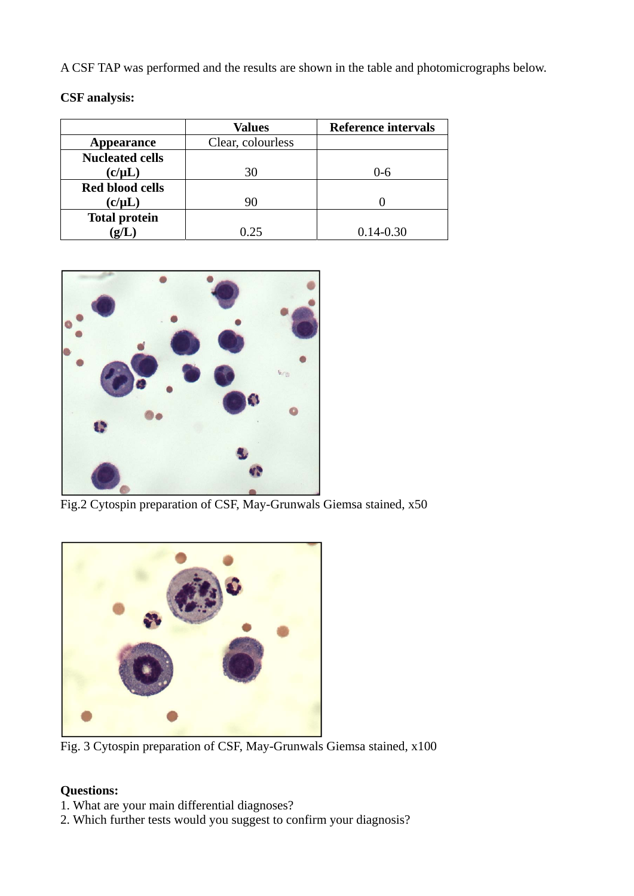A CSF TAP was performed and the results are shown in the table and photomicrographs below.

**CSF analysis:**

| | Values | Reference intervals |
|---|---|---|
| **Appearance** | Clear, colourless | |
| **Nucleated cells (c/μL)** | 30 | 0-6 |
| **Red blood cells (c/μL)** | 90 | 0 |
| **Total protein (g/L)** | 0.25 | 0.14-0.30 |

Fig.2 Cytospin preparation of CSF, May-Grunwals Giemsa stained, x50

Fig. 3 Cytospin preparation of CSF, May-Grunwals Giemsa stained, x100

**Questions:**

1. What are your main differential diagnoses?
2. Which further tests would you suggest to confirm your diagnosis?